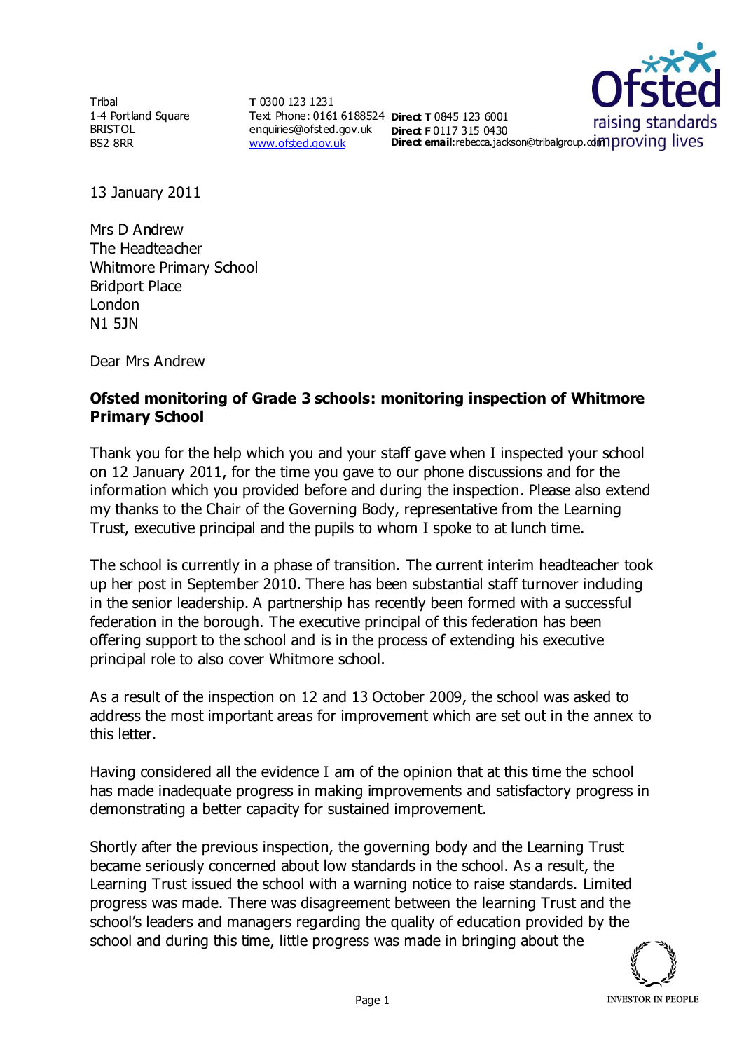Tribal
1-4 Portland Square
BRISTOL
BS2 8RR

**T** 0300 123 1231
Text Phone: 0161 6188524
enquiries@ofsted.gov.uk
www.ofsted.gov.uk

**Direct T** 0845 123 6001
**Direct F** 0117 315 0430
**Direct email**: rebecca.jackson@tribalgroup.com

13 January 2011

Mrs D Andrew
The Headteacher
Whitmore Primary School
Bridport Place
London
N1 5JN

Dear Mrs Andrew

**Ofsted monitoring of Grade 3 schools: monitoring inspection of Whitmore Primary School**

Thank you for the help which you and your staff gave when I inspected your school on 12 January 2011, for the time you gave to our phone discussions and for the information which you provided before and during the inspection*.* Please also extend my thanks to the Chair of the Governing Body, representative from the Learning Trust, executive principal and the pupils to whom I spoke to at lunch time.

The school is currently in a phase of transition. The current interim headteacher took up her post in September 2010. There has been substantial staff turnover including in the senior leadership. A partnership has recently been formed with a successful federation in the borough. The executive principal of this federation has been offering support to the school and is in the process of extending his executive principal role to also cover Whitmore school.

As a result of the inspection on 12 and 13 October 2009, the school was asked to address the most important areas for improvement which are set out in the annex to this letter.

Having considered all the evidence I am of the opinion that at this time the school has made inadequate progress in making improvements and satisfactory progress in demonstrating a better capacity for sustained improvement.

Shortly after the previous inspection, the governing body and the Learning Trust became seriously concerned about low standards in the school. As a result, the Learning Trust issued the school with a warning notice to raise standards. Limited progress was made. There was disagreement between the learning Trust and the school's leaders and managers regarding the quality of education provided by the school and during this time, little progress was made in bringing about the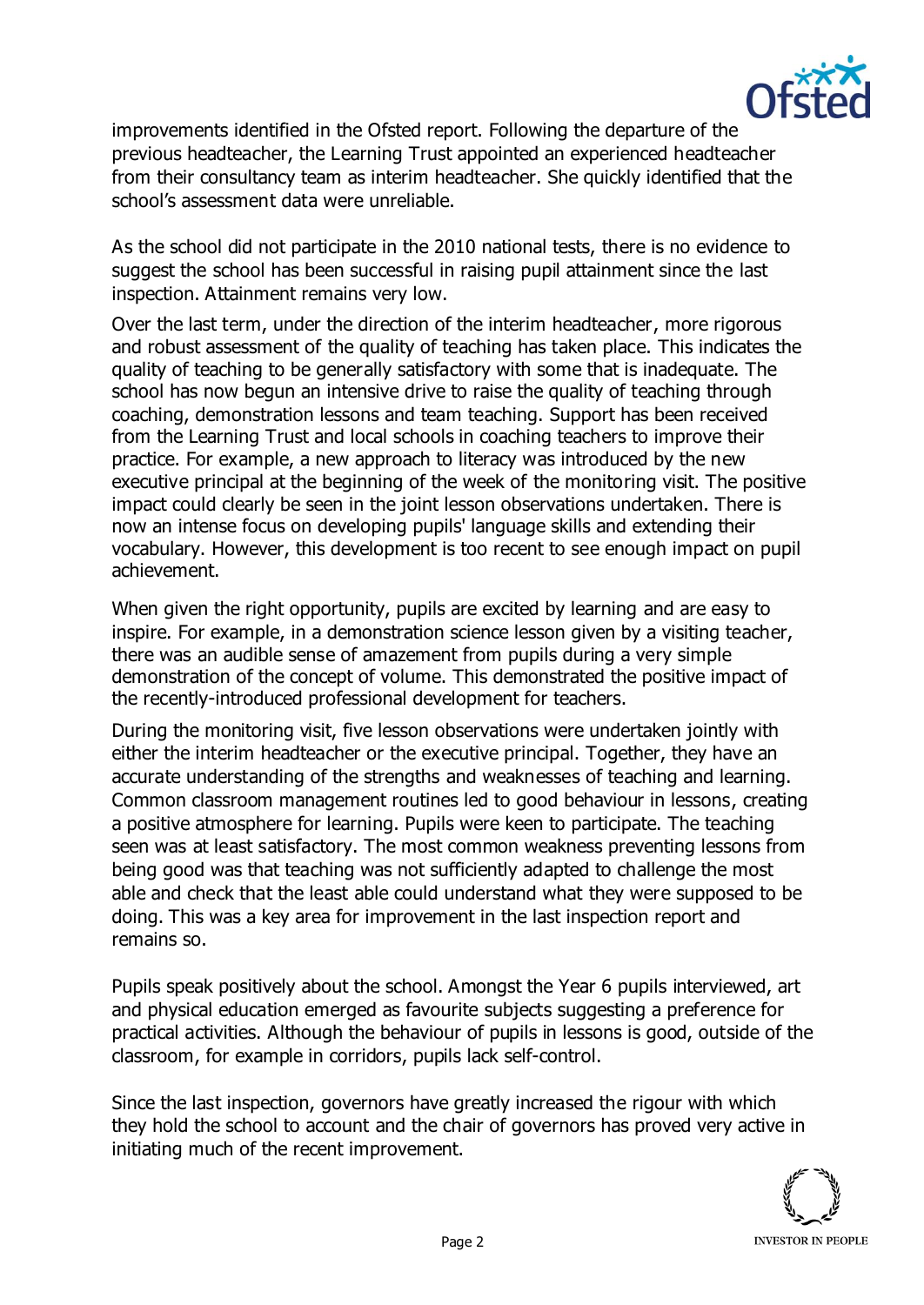improvements identified in the Ofsted report. Following the departure of the previous headteacher, the Learning Trust appointed an experienced headteacher from their consultancy team as interim headteacher. She quickly identified that the school's assessment data were unreliable.

As the school did not participate in the 2010 national tests, there is no evidence to suggest the school has been successful in raising pupil attainment since the last inspection. Attainment remains very low.

Over the last term, under the direction of the interim headteacher, more rigorous and robust assessment of the quality of teaching has taken place. This indicates the quality of teaching to be generally satisfactory with some that is inadequate. The school has now begun an intensive drive to raise the quality of teaching through coaching, demonstration lessons and team teaching. Support has been received from the Learning Trust and local schools in coaching teachers to improve their practice. For example, a new approach to literacy was introduced by the new executive principal at the beginning of the week of the monitoring visit. The positive impact could clearly be seen in the joint lesson observations undertaken. There is now an intense focus on developing pupils' language skills and extending their vocabulary. However, this development is too recent to see enough impact on pupil achievement.

When given the right opportunity, pupils are excited by learning and are easy to inspire. For example, in a demonstration science lesson given by a visiting teacher, there was an audible sense of amazement from pupils during a very simple demonstration of the concept of volume. This demonstrated the positive impact of the recently-introduced professional development for teachers.

During the monitoring visit, five lesson observations were undertaken jointly with either the interim headteacher or the executive principal. Together, they have an accurate understanding of the strengths and weaknesses of teaching and learning. Common classroom management routines led to good behaviour in lessons, creating a positive atmosphere for learning. Pupils were keen to participate. The teaching seen was at least satisfactory. The most common weakness preventing lessons from being good was that teaching was not sufficiently adapted to challenge the most able and check that the least able could understand what they were supposed to be doing. This was a key area for improvement in the last inspection report and remains so.

Pupils speak positively about the school. Amongst the Year 6 pupils interviewed, art and physical education emerged as favourite subjects suggesting a preference for practical activities. Although the behaviour of pupils in lessons is good, outside of the classroom, for example in corridors, pupils lack self-control.

Since the last inspection, governors have greatly increased the rigour with which they hold the school to account and the chair of governors has proved very active in initiating much of the recent improvement.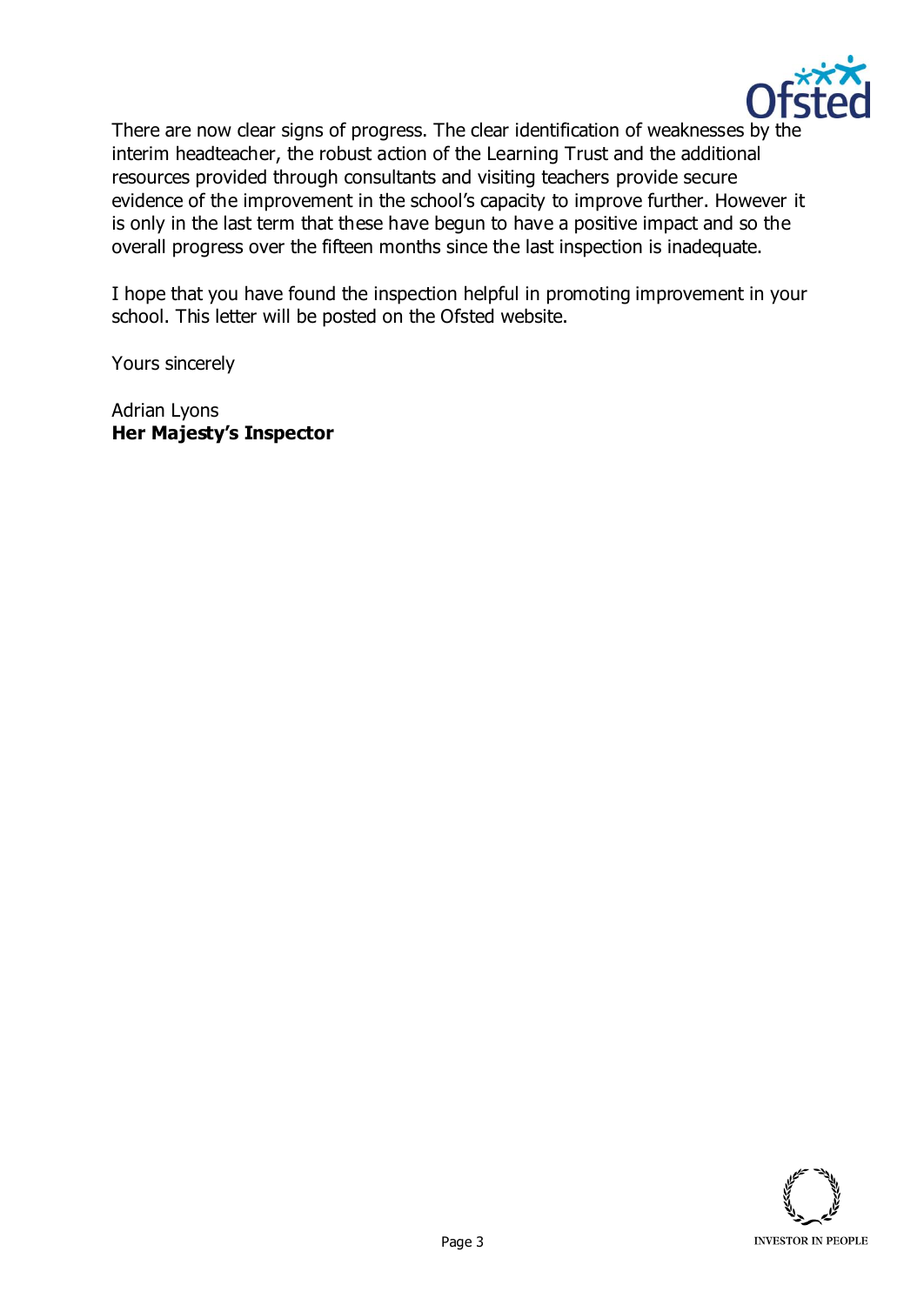There are now clear signs of progress. The clear identification of weaknesses by the interim headteacher, the robust action of the Learning Trust and the additional resources provided through consultants and visiting teachers provide secure evidence of the improvement in the school's capacity to improve further. However it is only in the last term that these have begun to have a positive impact and so the overall progress over the fifteen months since the last inspection is inadequate.

I hope that you have found the inspection helpful in promoting improvement in your school. This letter will be posted on the Ofsted website.

Yours sincerely

Adrian Lyons
**Her Majesty's Inspector**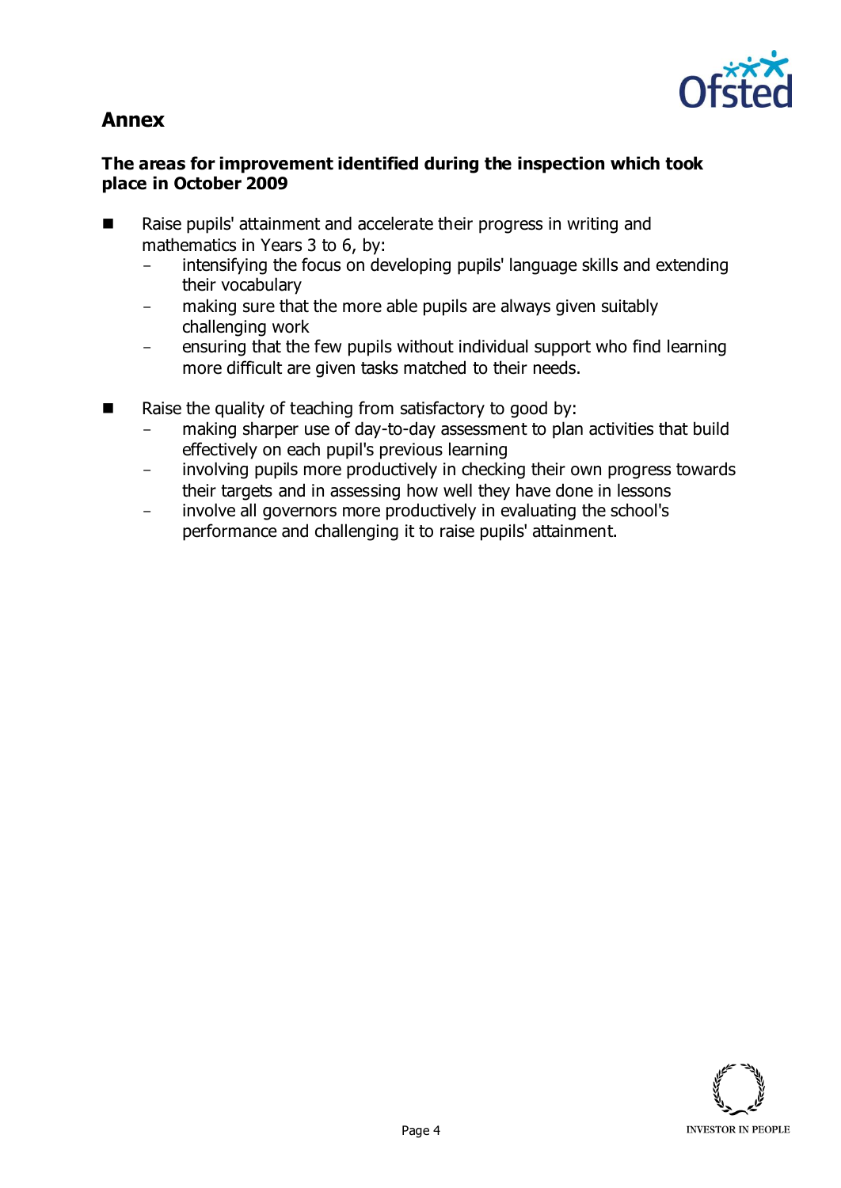## Annex

**The areas for improvement identified during the inspection which took place in October 2009**

- Raise pupils' attainment and accelerate their progress in writing and mathematics in Years 3 to 6, by:
  - intensifying the focus on developing pupils' language skills and extending their vocabulary
  - making sure that the more able pupils are always given suitably challenging work
  - ensuring that the few pupils without individual support who find learning more difficult are given tasks matched to their needs.

- Raise the quality of teaching from satisfactory to good by:
  - making sharper use of day-to-day assessment to plan activities that build effectively on each pupil's previous learning
  - involving pupils more productively in checking their own progress towards their targets and in assessing how well they have done in lessons
  - involve all governors more productively in evaluating the school's performance and challenging it to raise pupils' attainment.